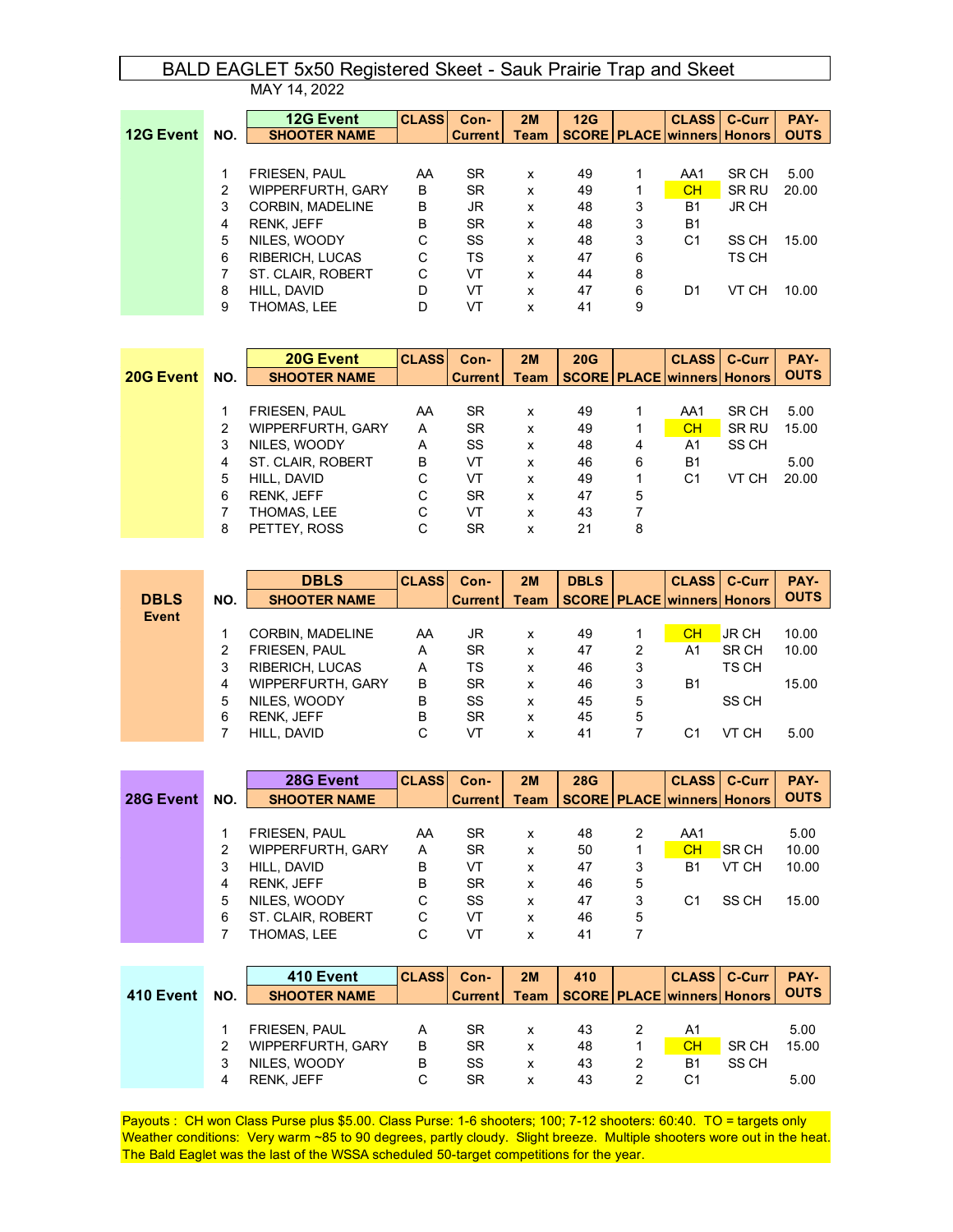# BALD EAGLET 5x50 Registered Skeet - Sauk Prairie Trap and Skeet

MAY 14, 2022

## 12G Event

| NO. | 12G Event SHOOTER NAME | CLASS | Con-Current | 2M Team | 12G SCORE | PLACE | CLASS winners | C-Curr Honors | PAY-OUTS |
|---|---|---|---|---|---|---|---|---|---|
| 1 | FRIESEN, PAUL | AA | SR | x | 49 | 1 | AA1 | SR CH | 5.00 |
| 2 | WIPPERFURTH, GARY | B | SR | x | 49 | 1 | CH | SR RU | 20.00 |
| 3 | CORBIN, MADELINE | B | JR | x | 48 | 3 | B1 | JR CH | |
| 4 | RENK, JEFF | B | SR | x | 48 | 3 | B1 | | |
| 5 | NILES, WOODY | C | SS | x | 48 | 3 | C1 | SS CH | 15.00 |
| 6 | RIBERICH, LUCAS | C | TS | x | 47 | 6 | | TS CH | |
| 7 | ST. CLAIR, ROBERT | C | VT | x | 44 | 8 | | | |
| 8 | HILL, DAVID | D | VT | x | 47 | 6 | D1 | VT CH | 10.00 |
| 9 | THOMAS, LEE | D | VT | x | 41 | 9 | | | |

## 20G Event

| NO. | 20G Event SHOOTER NAME | CLASS | Con-Current | 2M Team | 20G SCORE | PLACE | CLASS winners | C-Curr Honors | PAY-OUTS |
|---|---|---|---|---|---|---|---|---|---|
| 1 | FRIESEN, PAUL | AA | SR | x | 49 | 1 | AA1 | SR CH | 5.00 |
| 2 | WIPPERFURTH, GARY | A | SR | x | 49 | 1 | CH | SR RU | 15.00 |
| 3 | NILES, WOODY | A | SS | x | 48 | 4 | A1 | SS CH | |
| 4 | ST. CLAIR, ROBERT | B | VT | x | 46 | 6 | B1 | | 5.00 |
| 5 | HILL, DAVID | C | VT | x | 49 | 1 | C1 | VT CH | 20.00 |
| 6 | RENK, JEFF | C | SR | x | 47 | 5 | | | |
| 7 | THOMAS, LEE | C | VT | x | 43 | 7 | | | |
| 8 | PETTEY, ROSS | C | SR | x | 21 | 8 | | | |

## DBLS Event

| NO. | DBLS SHOOTER NAME | CLASS | Con-Current | 2M Team | DBLS SCORE | PLACE | CLASS winners | C-Curr Honors | PAY-OUTS |
|---|---|---|---|---|---|---|---|---|---|
| 1 | CORBIN, MADELINE | AA | JR | x | 49 | 1 | CH | JR CH | 10.00 |
| 2 | FRIESEN, PAUL | A | SR | x | 47 | 2 | A1 | SR CH | 10.00 |
| 3 | RIBERICH, LUCAS | A | TS | x | 46 | 3 | | TS CH | |
| 4 | WIPPERFURTH, GARY | B | SR | x | 46 | 3 | B1 | | 15.00 |
| 5 | NILES, WOODY | B | SS | x | 45 | 5 | | SS CH | |
| 6 | RENK, JEFF | B | SR | x | 45 | 5 | | | |
| 7 | HILL, DAVID | C | VT | x | 41 | 7 | C1 | VT CH | 5.00 |

## 28G Event

| NO. | 28G Event SHOOTER NAME | CLASS | Con-Current | 2M Team | 28G SCORE | PLACE | CLASS winners | C-Curr Honors | PAY-OUTS |
|---|---|---|---|---|---|---|---|---|---|
| 1 | FRIESEN, PAUL | AA | SR | x | 48 | 2 | AA1 | | 5.00 |
| 2 | WIPPERFURTH, GARY | A | SR | x | 50 | 1 | CH | SR CH | 10.00 |
| 3 | HILL, DAVID | B | VT | x | 47 | 3 | B1 | VT CH | 10.00 |
| 4 | RENK, JEFF | B | SR | x | 46 | 5 | | | |
| 5 | NILES, WOODY | C | SS | x | 47 | 3 | C1 | SS CH | 15.00 |
| 6 | ST. CLAIR, ROBERT | C | VT | x | 46 | 5 | | | |
| 7 | THOMAS, LEE | C | VT | x | 41 | 7 | | | |

## 410 Event

| NO. | 410 Event SHOOTER NAME | CLASS | Con-Current | 2M Team | 410 SCORE | PLACE | CLASS winners | C-Curr Honors | PAY-OUTS |
|---|---|---|---|---|---|---|---|---|---|
| 1 | FRIESEN, PAUL | A | SR | x | 43 | 2 | A1 | | 5.00 |
| 2 | WIPPERFURTH, GARY | B | SR | x | 48 | 1 | CH | SR CH | 15.00 |
| 3 | NILES, WOODY | B | SS | x | 43 | 2 | B1 | SS CH | |
| 4 | RENK, JEFF | C | SR | x | 43 | 2 | C1 | | 5.00 |

Payouts : CH won Class Purse plus $5.00. Class Purse: 1-6 shooters; 100; 7-12 shooters: 60:40. TO = targets only
Weather conditions: Very warm ~85 to 90 degrees, partly cloudy. Slight breeze. Multiple shooters wore out in the heat.
The Bald Eaglet was the last of the WSSA scheduled 50-target competitions for the year.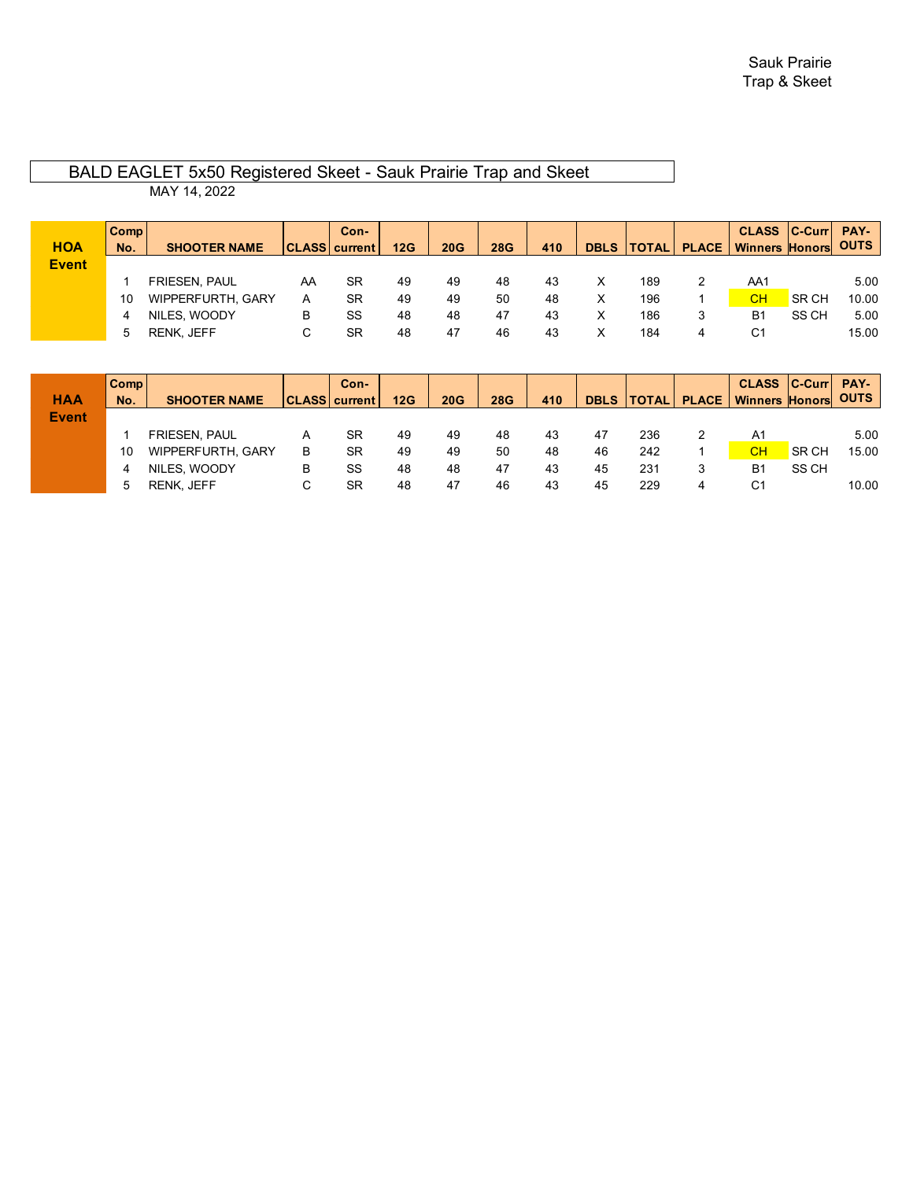Sauk Prairie
Trap & Skeet

# BALD EAGLET 5x50 Registered Skeet - Sauk Prairie Trap and Skeet

MAY 14, 2022

| HOA Event | Comp No. | SHOOTER NAME | CLASS | Con-current | 12G | 20G | 28G | 410 | DBLS | TOTAL | PLACE | CLASS Winners | C-Curr Honors | PAY-OUTS |
|---|---|---|---|---|---|---|---|---|---|---|---|---|---|---|
| | 1 | FRIESEN, PAUL | AA | SR | 49 | 49 | 48 | 43 | X | 189 | 2 | AA1 | | 5.00 |
| | 10 | WIPPERFURTH, GARY | A | SR | 49 | 49 | 50 | 48 | X | 196 | 1 | CH | SR CH | 10.00 |
| | 4 | NILES, WOODY | B | SS | 48 | 48 | 47 | 43 | X | 186 | 3 | B1 | SS CH | 5.00 |
| | 5 | RENK, JEFF | C | SR | 48 | 47 | 46 | 43 | X | 184 | 4 | C1 | | 15.00 |

| HAA Event | Comp No. | SHOOTER NAME | CLASS | Con-current | 12G | 20G | 28G | 410 | DBLS | TOTAL | PLACE | CLASS Winners | C-Curr Honors | PAY-OUTS |
|---|---|---|---|---|---|---|---|---|---|---|---|---|---|---|
| | 1 | FRIESEN, PAUL | A | SR | 49 | 49 | 48 | 43 | 47 | 236 | 2 | A1 | | 5.00 |
| | 10 | WIPPERFURTH, GARY | B | SR | 49 | 49 | 50 | 48 | 46 | 242 | 1 | CH | SR CH | 15.00 |
| | 4 | NILES, WOODY | B | SS | 48 | 48 | 47 | 43 | 45 | 231 | 3 | B1 | SS CH | |
| | 5 | RENK, JEFF | C | SR | 48 | 47 | 46 | 43 | 45 | 229 | 4 | C1 | | 10.00 |